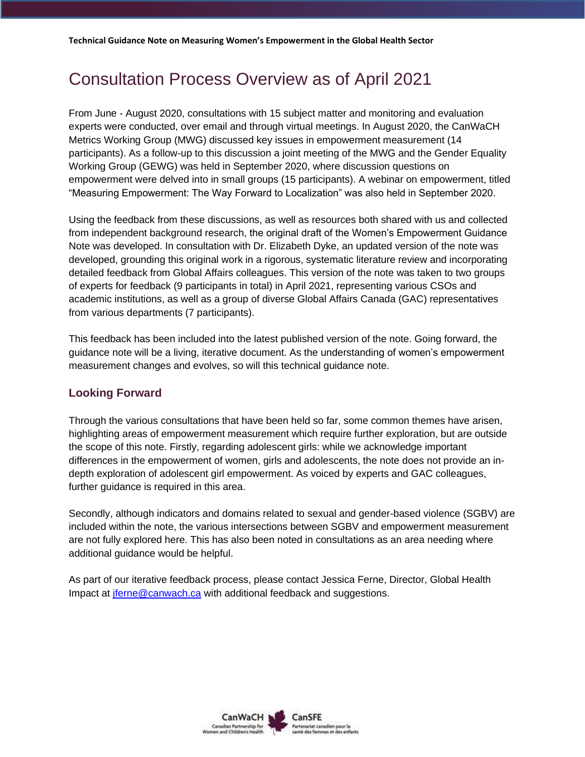# Consultation Process Overview as of April 2021

From June - August 2020, consultations with 15 subject matter and monitoring and evaluation experts were conducted, over email and through virtual meetings. In August 2020, the CanWaCH Metrics Working Group (MWG) discussed key issues in empowerment measurement (14 participants). As a follow-up to this discussion a joint meeting of the MWG and the Gender Equality Working Group (GEWG) was held in September 2020, where discussion questions on empowerment were delved into in small groups (15 participants). A webinar on empowerment, titled "Measuring Empowerment: The Way Forward to Localization" was also held in September 2020.

Using the feedback from these discussions, as well as resources both shared with us and collected from independent background research, the original draft of the Women's Empowerment Guidance Note was developed. In consultation with Dr. Elizabeth Dyke, an updated version of the note was developed, grounding this original work in a rigorous, systematic literature review and incorporating detailed feedback from Global Affairs colleagues. This version of the note was taken to two groups of experts for feedback (9 participants in total) in April 2021, representing various CSOs and academic institutions, as well as a group of diverse Global Affairs Canada (GAC) representatives from various departments (7 participants).

This feedback has been included into the latest published version of the note. Going forward, the guidance note will be a living, iterative document. As the understanding of women's empowerment measurement changes and evolves, so will this technical guidance note.

## Looking Forward

Through the various consultations that have been held so far, some common themes have arisen, highlighting areas of empowerment measurement which require further exploration, but are outside the scope of this note. Firstly, regarding adolescent girls: while we acknowledge important differences in the empowerment of women, girls and adolescents, the note does not provide an in-depth exploration of adolescent girl empowerment. As voiced by experts and GAC colleagues, further guidance is required in this area.

Secondly, although indicators and domains related to sexual and gender-based violence (SGBV) are included within the note, the various intersections between SGBV and empowerment measurement are not fully explored here. This has also been noted in consultations as an area needing where additional guidance would be helpful.

As part of our iterative feedback process, please contact Jessica Ferne, Director, Global Health Impact at [jferne@canwach.ca](mailto:jferne@canwach.ca) with additional feedback and suggestions.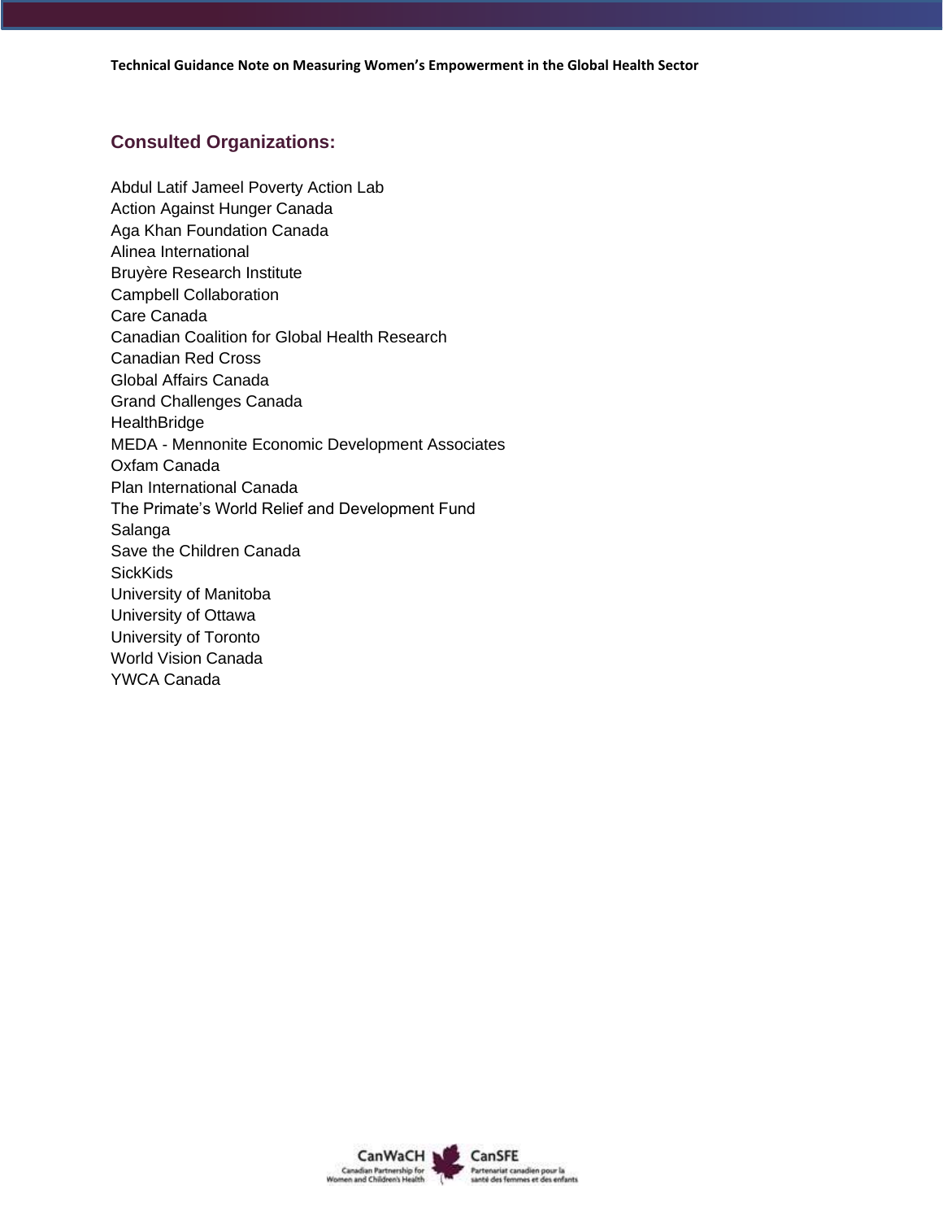## Consulted Organizations:

Abdul Latif Jameel Poverty Action Lab
Action Against Hunger Canada
Aga Khan Foundation Canada
Alinea International
Bruyère Research Institute
Campbell Collaboration
Care Canada
Canadian Coalition for Global Health Research
Canadian Red Cross
Global Affairs Canada
Grand Challenges Canada
HealthBridge
MEDA - Mennonite Economic Development Associates
Oxfam Canada
Plan International Canada
The Primate's World Relief and Development Fund
Salanga
Save the Children Canada
SickKids
University of Manitoba
University of Ottawa
University of Toronto
World Vision Canada
YWCA Canada